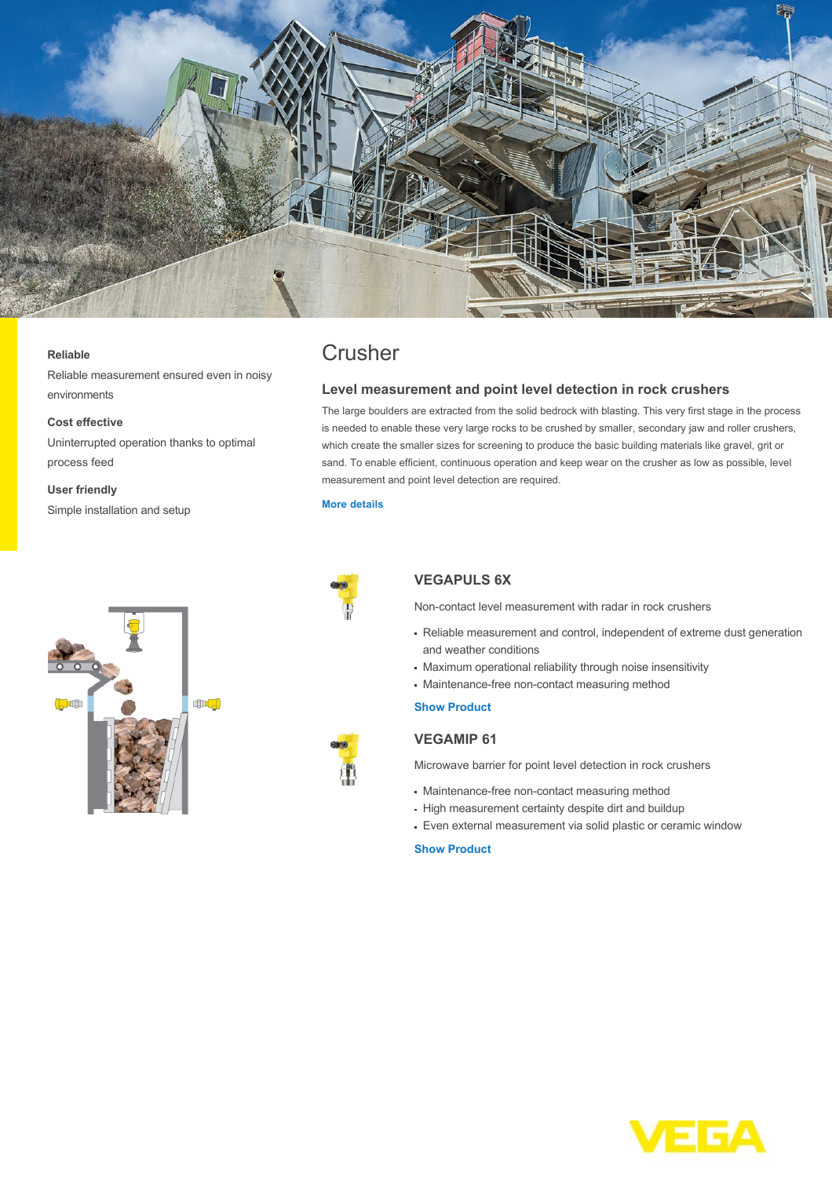**Reliable**

Reliable measurement ensured even in noisy environments

**Cost effective**

Uninterrupted operation thanks to optimal process feed

**User friendly**

Simple installation and setup

# Crusher

## Level measurement and point level detection in rock crushers

The large boulders are extracted from the solid bedrock with blasting. This very first stage in the process is needed to enable these very large rocks to be crushed by smaller, secondary jaw and roller crushers, which create the smaller sizes for screening to produce the basic building materials like gravel, grit or sand. To enable efficient, continuous operation and keep wear on the crusher as low as possible, level measurement and point level detection are required.

More details

### VEGAPULS 6X

Non-contact level measurement with radar in rock crushers

- Reliable measurement and control, independent of extreme dust generation and weather conditions
- Maximum operational reliability through noise insensitivity
- Maintenance-free non-contact measuring method

Show Product

### VEGAMIP 61

Microwave barrier for point level detection in rock crushers

- Maintenance-free non-contact measuring method
- High measurement certainty despite dirt and buildup
- Even external measurement via solid plastic or ceramic window

Show Product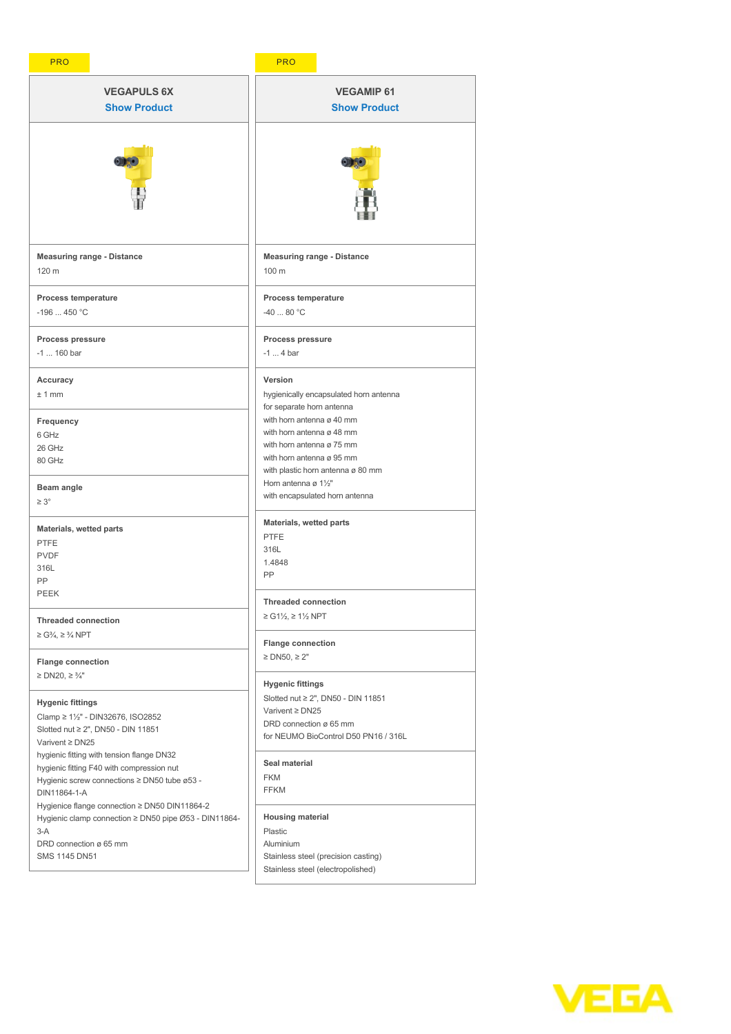| PRO | PRO |
|---|---|
| **VEGAPULS 6X** Show Product | **VEGAMIP 61** Show Product |
| **Measuring range - Distance** 120 m | **Measuring range - Distance** 100 m |
| **Process temperature** -196 ... 450 °C | **Process temperature** -40 ... 80 °C |
| **Process pressure** -1 ... 160 bar | **Process pressure** -1 ... 4 bar |
| **Accuracy** ± 1 mm | **Version** hygienically encapsulated horn antenna<br>for separate horn antenna<br>with horn antenna ø 40 mm<br>with horn antenna ø 48 mm<br>with horn antenna ø 75 mm<br>with horn antenna ø 95 mm<br>with plastic horn antenna ø 80 mm<br>Horn antenna ø 1½"<br>with encapsulated horn antenna |
| **Frequency** 6 GHz<br>26 GHz<br>80 GHz | **Materials, wetted parts** PTFE<br>316L<br>1.4848<br>PP |
| **Beam angle** ≥ 3° | **Threaded connection** ≥ G1½, ≥ 1½ NPT |
| **Materials, wetted parts** PTFE<br>PVDF<br>316L<br>PP<br>PEEK | **Flange connection** ≥ DN50, ≥ 2" |
| **Threaded connection** ≥ G¾, ≥ ¾ NPT | **Hygenic fittings** Slotted nut ≥ 2", DN50 - DIN 11851<br>Varivent ≥ DN25<br>DRD connection ø 65 mm<br>for NEUMO BioControl D50 PN16 / 316L |
| **Flange connection** ≥ DN20, ≥ ¾" | **Seal material** FKM<br>FFKM |
| **Hygenic fittings** Clamp ≥ 1½" - DIN32676, ISO2852<br>Slotted nut ≥ 2", DN50 - DIN 11851<br>Varivent ≥ DN25<br>hygienic fitting with tension flange DN32<br>hygienic fitting F40 with compression nut<br>Hygienic screw connections ≥ DN50 tube ø53 - DIN11864-1-A<br>Hygienice flange connection ≥ DN50 DIN11864-2<br>Hygienic clamp connection ≥ DN50 pipe Ø53 - DIN11864-3-A<br>DRD connection ø 65 mm<br>SMS 1145 DN51 | **Housing material** Plastic<br>Aluminium<br>Stainless steel (precision casting)<br>Stainless steel (electropolished) |